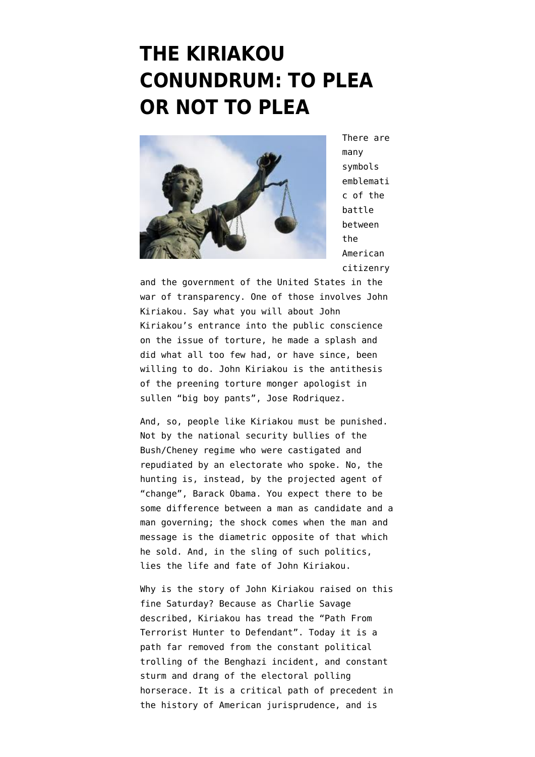# THE KIRIAKOU CONUNDRUM: TO PLEA OR NOT TO PLEA

There are many symbols emblematic of the battle between the American citizenry and the government of the United States in the war of transparency. One of those involves John Kiriakou. Say what you will about John Kiriakou's entrance into the public conscience on the issue of torture, he made a splash and did what all too few had, or have since, been willing to do. John Kiriakou is the antithesis of the preening torture monger apologist in sullen "big boy pants", Jose Rodriquez.

And, so, people like Kiriakou must be punished. Not by the national security bullies of the Bush/Cheney regime who were castigated and repudiated by an electorate who spoke. No, the hunting is, instead, by the projected agent of "change", Barack Obama. You expect there to be some difference between a man as candidate and a man governing; the shock comes when the man and message is the diametric opposite of that which he sold. And, in the sling of such politics, lies the life and fate of John Kiriakou.

Why is the story of John Kiriakou raised on this fine Saturday? Because as Charlie Savage described, Kiriakou has tread the "Path From Terrorist Hunter to Defendant". Today it is a path far removed from the constant political trolling of the Benghazi incident, and constant sturm and drang of the electoral polling horserace. It is a critical path of precedent in the history of American jurisprudence, and is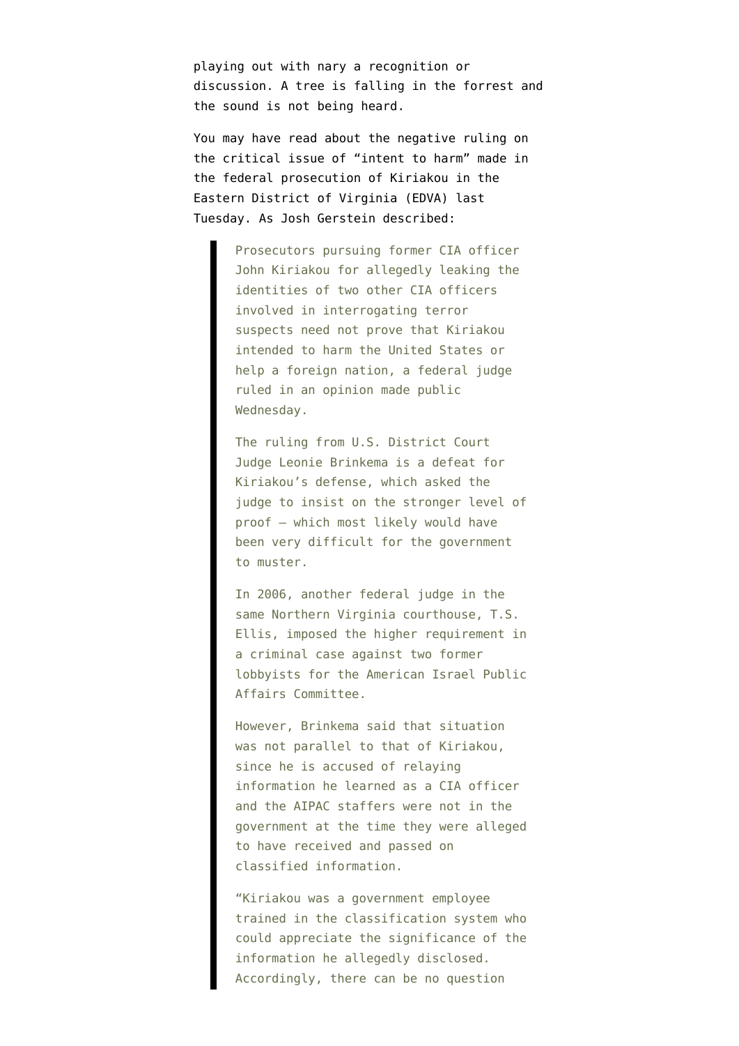playing out with nary a recognition or discussion. A tree is falling in the forrest and the sound is not being heard.

You may have read about the negative ruling on the critical issue of "intent to harm" made in the federal prosecution of Kiriakou in the Eastern District of Virginia (EDVA) last Tuesday. As Josh Gerstein described:

> Prosecutors pursuing former CIA officer John Kiriakou for allegedly leaking the identities of two other CIA officers involved in interrogating terror suspects need not prove that Kiriakou intended to harm the United States or help a foreign nation, a federal judge ruled in an opinion made public Wednesday.
>
> The ruling from U.S. District Court Judge Leonie Brinkema is a defeat for Kiriakou's defense, which asked the judge to insist on the stronger level of proof — which most likely would have been very difficult for the government to muster.
>
> In 2006, another federal judge in the same Northern Virginia courthouse, T.S. Ellis, imposed the higher requirement in a criminal case against two former lobbyists for the American Israel Public Affairs Committee.
>
> However, Brinkema said that situation was not parallel to that of Kiriakou, since he is accused of relaying information he learned as a CIA officer and the AIPAC staffers were not in the government at the time they were alleged to have received and passed on classified information.
>
> "Kiriakou was a government employee trained in the classification system who could appreciate the significance of the information he allegedly disclosed. Accordingly, there can be no question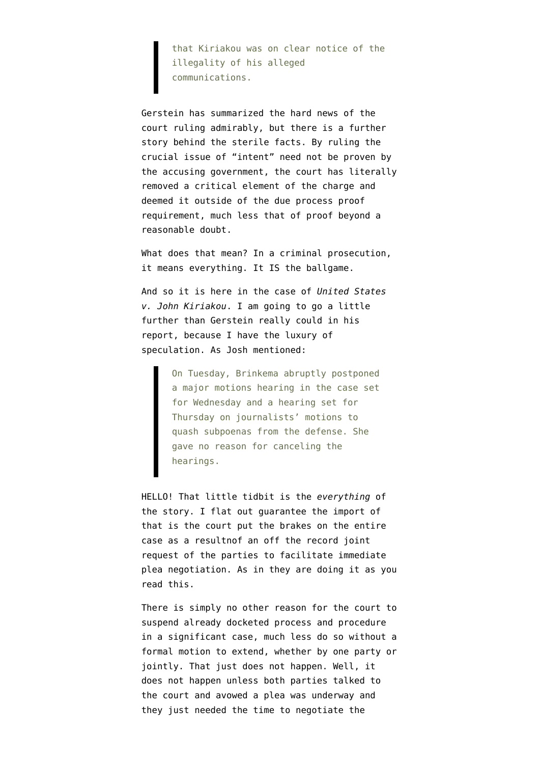> that Kiriakou was on clear notice of the illegality of his alleged communications.

Gerstein has summarized the hard news of the court ruling admirably, but there is a further story behind the sterile facts. By ruling the crucial issue of “intent” need not be proven by the accusing government, the court has literally removed a critical element of the charge and deemed it outside of the due process proof requirement, much less that of proof beyond a reasonable doubt.

What does that mean? In a criminal prosecution, it means everything. It IS the ballgame.

And so it is here in the case of *United States v. John Kiriakou*. I am going to go a little further than Gerstein really could in his report, because I have the luxury of speculation. As Josh mentioned:

> On Tuesday, Brinkema abruptly postponed a major motions hearing in the case set for Wednesday and a hearing set for Thursday on journalists’ motions to quash subpoenas from the defense. She gave no reason for canceling the hearings.

HELLO! That little tidbit is the *everything* of the story. I flat out guarantee the import of that is the court put the brakes on the entire case as a resultnof an off the record joint request of the parties to facilitate immediate plea negotiation. As in they are doing it as you read this.

There is simply no other reason for the court to suspend already docketed process and procedure in a significant case, much less do so without a formal motion to extend, whether by one party or jointly. That just does not happen. Well, it does not happen unless both parties talked to the court and avowed a plea was underway and they just needed the time to negotiate the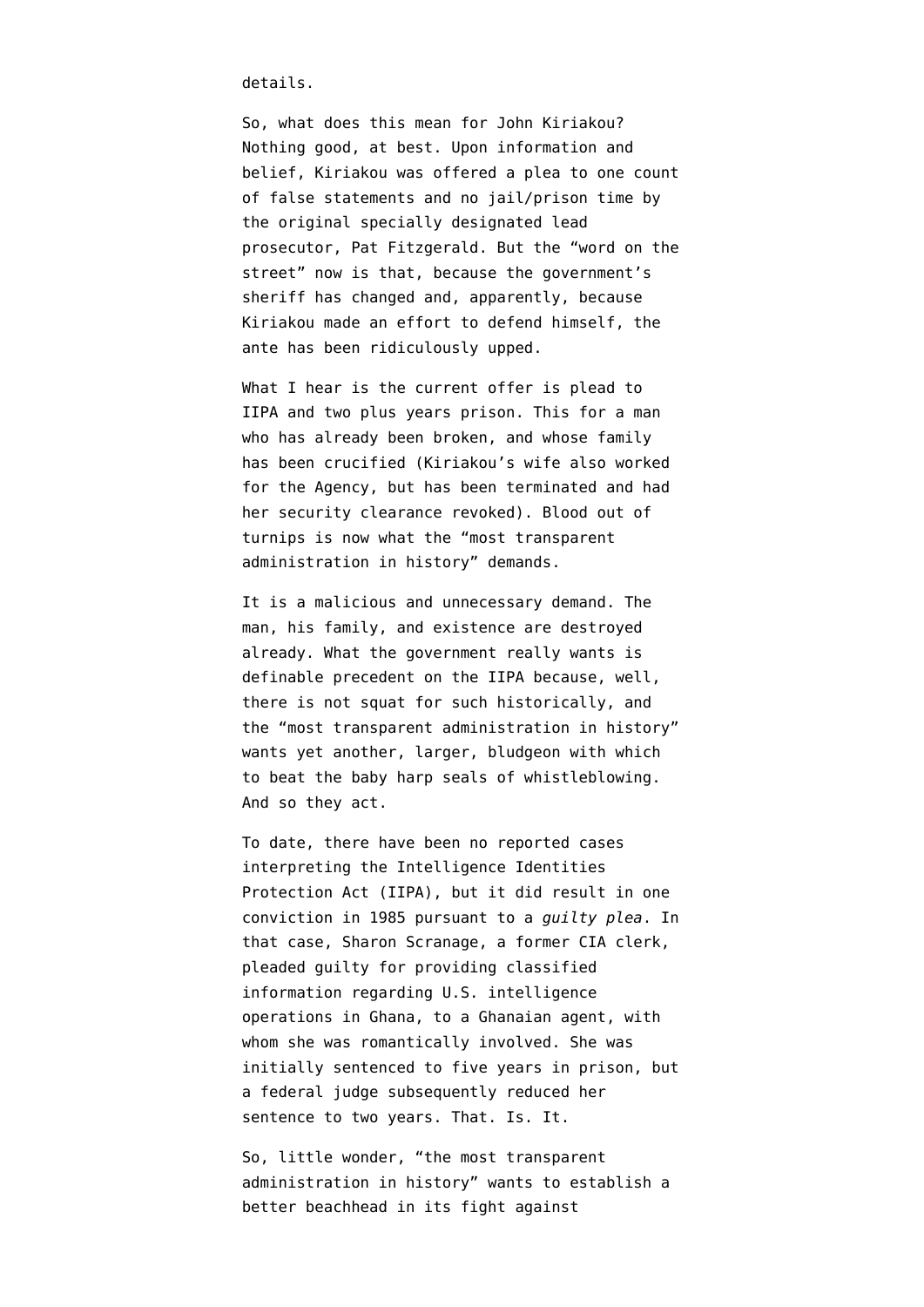details.

So, what does this mean for John Kiriakou? Nothing good, at best. Upon information and belief, Kiriakou was offered a plea to one count of false statements and no jail/prison time by the original specially designated lead prosecutor, Pat Fitzgerald. But the "word on the street" now is that, because the government's sheriff has changed and, apparently, because Kiriakou made an effort to defend himself, the ante has been ridiculously upped.

What I hear is the current offer is plead to IIPA and two plus years prison. This for a man who has already been broken, and whose family has been crucified (Kiriakou's wife also worked for the Agency, but has been terminated and had her security clearance revoked). Blood out of turnips is now what the "most transparent administration in history" demands.

It is a malicious and unnecessary demand. The man, his family, and existence are destroyed already. What the government really wants is definable precedent on the IIPA because, well, there is not squat for such historically, and the "most transparent administration in history" wants yet another, larger, bludgeon with which to beat the baby harp seals of whistleblowing. And so they act.

To date, there have been no reported cases interpreting the Intelligence Identities Protection Act (IIPA), but it did result in one conviction in 1985 pursuant to a *guilty plea*. In that case, Sharon Scranage, a former CIA clerk, pleaded guilty for providing classified information regarding U.S. intelligence operations in Ghana, to a Ghanaian agent, with whom she was romantically involved. She was initially sentenced to five years in prison, but a federal judge subsequently reduced her sentence to two years. That. Is. It.

So, little wonder, "the most transparent administration in history" wants to establish a better beachhead in its fight against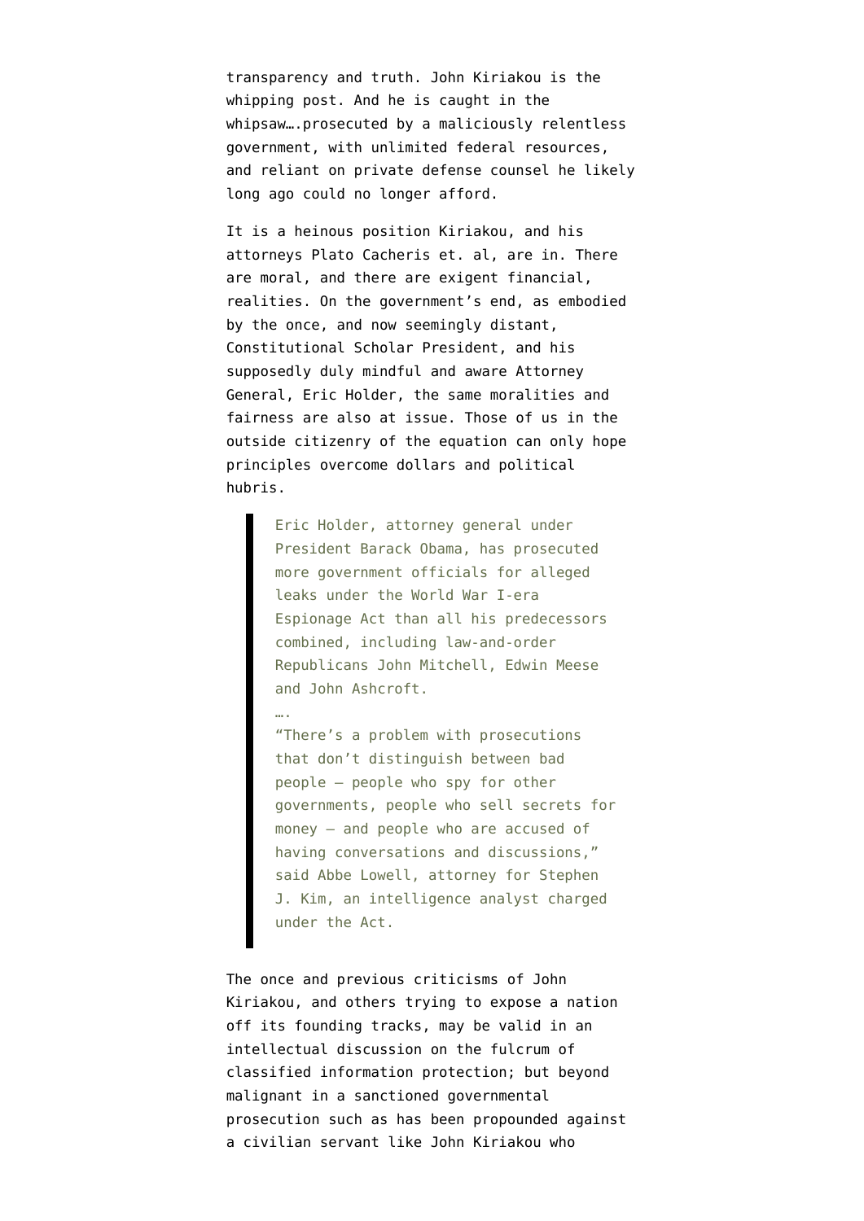transparency and truth. John Kiriakou is the whipping post. And he is caught in the whipsaw….prosecuted by a maliciously relentless government, with unlimited federal resources, and reliant on private defense counsel he likely long ago could no longer afford.

It is a heinous position Kiriakou, and his attorneys Plato Cacheris et. al, are in. There are moral, and there are exigent financial, realities. On the government's end, as embodied by the once, and now seemingly distant, Constitutional Scholar President, and his supposedly duly mindful and aware Attorney General, Eric Holder, the same moralities and fairness are also at issue. Those of us in the outside citizenry of the equation can only hope principles overcome dollars and political hubris.

> Eric Holder, attorney general under President Barack Obama, has prosecuted more government officials for alleged leaks under the World War I-era Espionage Act than all his predecessors combined, including law-and-order Republicans John Mitchell, Edwin Meese and John Ashcroft.
>
> ….
>
> "There's a problem with prosecutions that don't distinguish between bad people — people who spy for other governments, people who sell secrets for money — and people who are accused of having conversations and discussions," said Abbe Lowell, attorney for Stephen J. Kim, an intelligence analyst charged under the Act.

The once and previous criticisms of John Kiriakou, and others trying to expose a nation off its founding tracks, may be valid in an intellectual discussion on the fulcrum of classified information protection; but beyond malignant in a sanctioned governmental prosecution such as has been propounded against a civilian servant like John Kiriakou who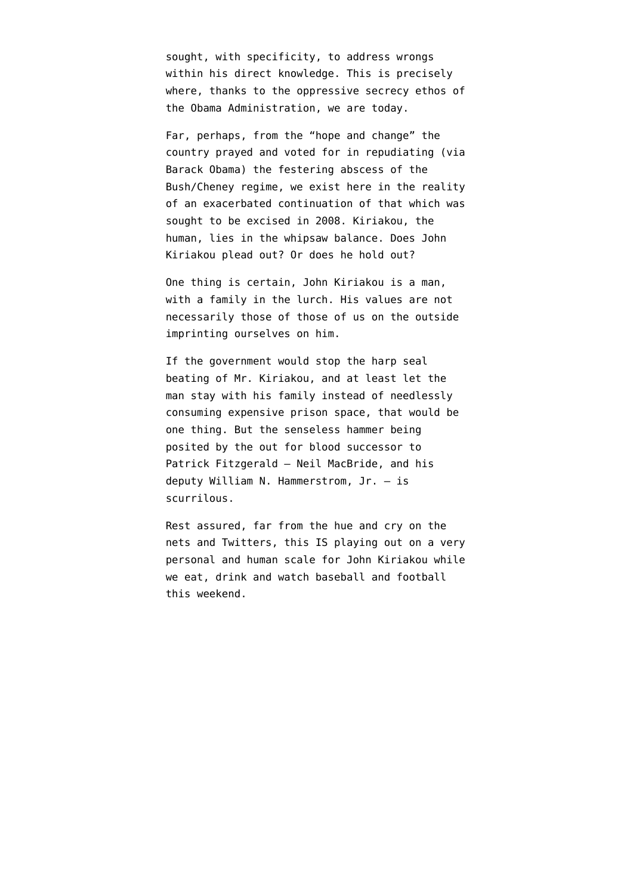sought, with specificity, to address wrongs within his direct knowledge. This is precisely where, thanks to the oppressive secrecy ethos of the Obama Administration, we are today.

Far, perhaps, from the "hope and change" the country prayed and voted for in repudiating (via Barack Obama) the festering abscess of the Bush/Cheney regime, we exist here in the reality of an exacerbated continuation of that which was sought to be excised in 2008. Kiriakou, the human, lies in the whipsaw balance. Does John Kiriakou plead out? Or does he hold out?

One thing is certain, John Kiriakou is a man, with a family in the lurch. His values are not necessarily those of those of us on the outside imprinting ourselves on him.

If the government would stop the harp seal beating of Mr. Kiriakou, and at least let the man stay with his family instead of needlessly consuming expensive prison space, that would be one thing. But the senseless hammer being posited by the out for blood successor to Patrick Fitzgerald – Neil MacBride, and his deputy William N. Hammerstrom, Jr. – is scurrilous.

Rest assured, far from the hue and cry on the nets and Twitters, this IS playing out on a very personal and human scale for John Kiriakou while we eat, drink and watch baseball and football this weekend.